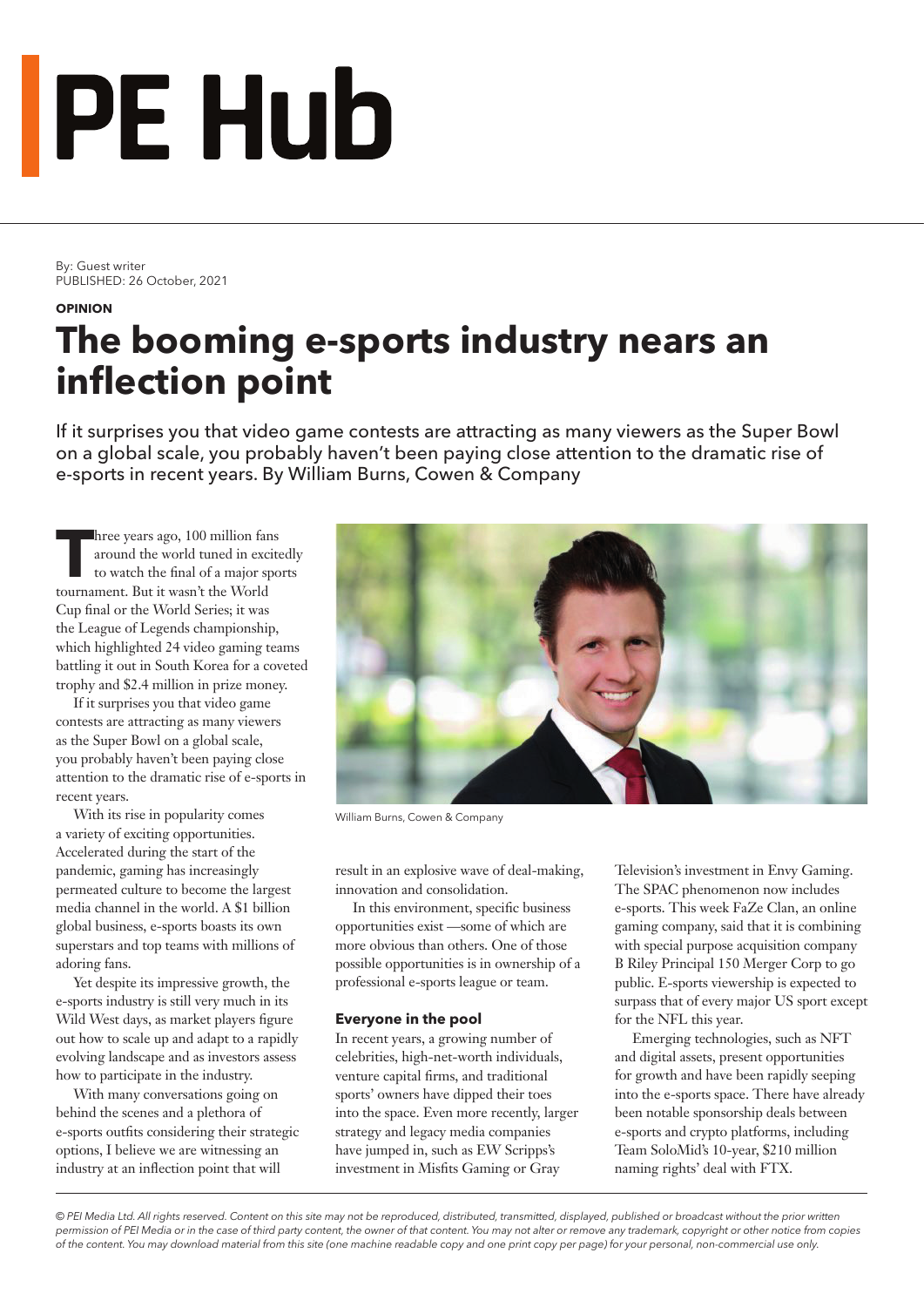# PE Hub

By: Guest writer
PUBLISHED: 26 October, 2021

**OPINION**

# The booming e-sports industry nears an inflection point

If it surprises you that video game contests are attracting as many viewers as the Super Bowl on a global scale, you probably haven't been paying close attention to the dramatic rise of e-sports in recent years. By William Burns, Cowen & Company

Three years ago, 100 million fans around the world tuned in excitedly to watch the final of a major sports tournament. But it wasn't the World Cup final or the World Series; it was the League of Legends championship, which highlighted 24 video gaming teams battling it out in South Korea for a coveted trophy and $2.4 million in prize money.

If it surprises you that video game contests are attracting as many viewers as the Super Bowl on a global scale, you probably haven't been paying close attention to the dramatic rise of e-sports in recent years.

With its rise in popularity comes a variety of exciting opportunities. Accelerated during the start of the pandemic, gaming has increasingly permeated culture to become the largest media channel in the world. A $1 billion global business, e-sports boasts its own superstars and top teams with millions of adoring fans.

Yet despite its impressive growth, the e-sports industry is still very much in its Wild West days, as market players figure out how to scale up and adapt to a rapidly evolving landscape and as investors assess how to participate in the industry.

With many conversations going on behind the scenes and a plethora of e-sports outfits considering their strategic options, I believe we are witnessing an industry at an inflection point that will result in an explosive wave of deal-making, innovation and consolidation.

William Burns, Cowen & Company

In this environment, specific business opportunities exist —some of which are more obvious than others. One of those possible opportunities is in ownership of a professional e-sports league or team.

### Everyone in the pool

In recent years, a growing number of celebrities, high-net-worth individuals, venture capital firms, and traditional sports' owners have dipped their toes into the space. Even more recently, larger strategy and legacy media companies have jumped in, such as EW Scripps's investment in Misfits Gaming or Gray Television's investment in Envy Gaming. The SPAC phenomenon now includes e-sports. This week FaZe Clan, an online gaming company, said that it is combining with special purpose acquisition company B Riley Principal 150 Merger Corp to go public. E-sports viewership is expected to surpass that of every major US sport except for the NFL this year.

Emerging technologies, such as NFT and digital assets, present opportunities for growth and have been rapidly seeping into the e-sports space. There have already been notable sponsorship deals between e-sports and crypto platforms, including Team SoloMid's 10-year, $210 million naming rights' deal with FTX.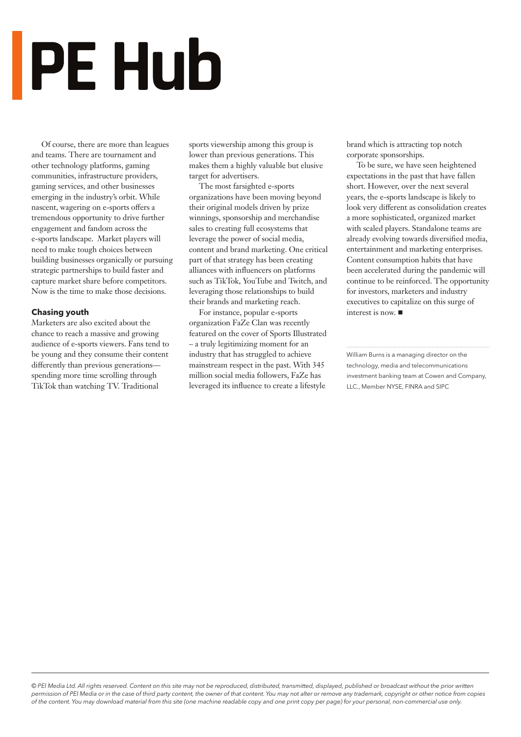Of course, there are more than leagues and teams. There are tournament and other technology platforms, gaming communities, infrastructure providers, gaming services, and other businesses emerging in the industry's orbit. While nascent, wagering on e-sports offers a tremendous opportunity to drive further engagement and fandom across the e-sports landscape. Market players will need to make tough choices between building businesses organically or pursuing strategic partnerships to build faster and capture market share before competitors. Now is the time to make those decisions.

### Chasing youth

Marketers are also excited about the chance to reach a massive and growing audience of e-sports viewers. Fans tend to be young and they consume their content differently than previous generations—spending more time scrolling through TikTok than watching TV. Traditional sports viewership among this group is lower than previous generations. This makes them a highly valuable but elusive target for advertisers.

The most farsighted e-sports organizations have been moving beyond their original models driven by prize winnings, sponsorship and merchandise sales to creating full ecosystems that leverage the power of social media, content and brand marketing. One critical part of that strategy has been creating alliances with influencers on platforms such as TikTok, YouTube and Twitch, and leveraging those relationships to build their brands and marketing reach.

For instance, popular e-sports organization FaZe Clan was recently featured on the cover of Sports Illustrated – a truly legitimizing moment for an industry that has struggled to achieve mainstream respect in the past. With 345 million social media followers, FaZe has leveraged its influence to create a lifestyle brand which is attracting top notch corporate sponsorships.

To be sure, we have seen heightened expectations in the past that have fallen short. However, over the next several years, the e-sports landscape is likely to look very different as consolidation creates a more sophisticated, organized market with scaled players. Standalone teams are already evolving towards diversified media, entertainment and marketing enterprises. Content consumption habits that have been accelerated during the pandemic will continue to be reinforced. The opportunity for investors, marketers and industry executives to capitalize on this surge of interest is now. ■

---

William Burns is a managing director on the technology, media and telecommunications investment banking team at Cowen and Company, LLC., Member NYSE, FINRA and SIPC